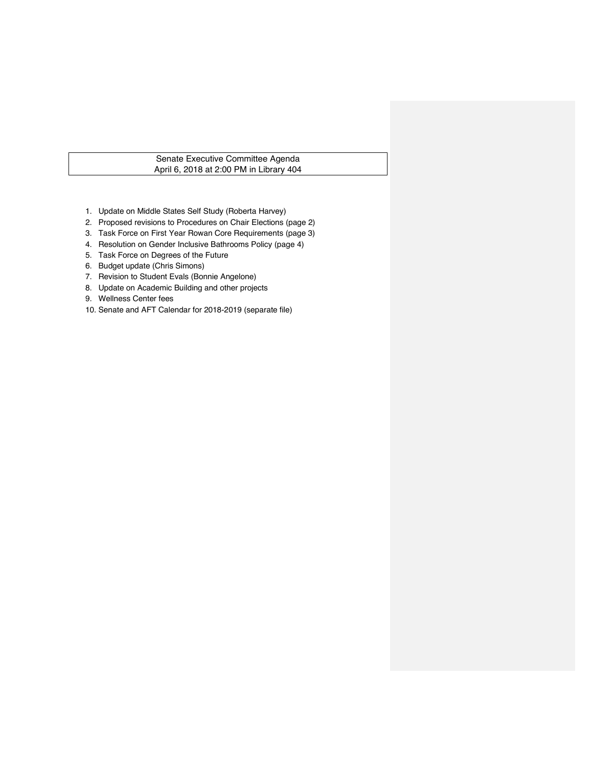# Senate Executive Committee Agenda
## April 6, 2018 at 2:00 PM in Library 404

1. Update on Middle States Self Study (Roberta Harvey)
2. Proposed revisions to Procedures on Chair Elections (page 2)
3. Task Force on First Year Rowan Core Requirements (page 3)
4. Resolution on Gender Inclusive Bathrooms Policy (page 4)
5. Task Force on Degrees of the Future
6. Budget update (Chris Simons)
7. Revision to Student Evals (Bonnie Angelone)
8. Update on Academic Building and other projects
9. Wellness Center fees
10. Senate and AFT Calendar for 2018-2019 (separate file)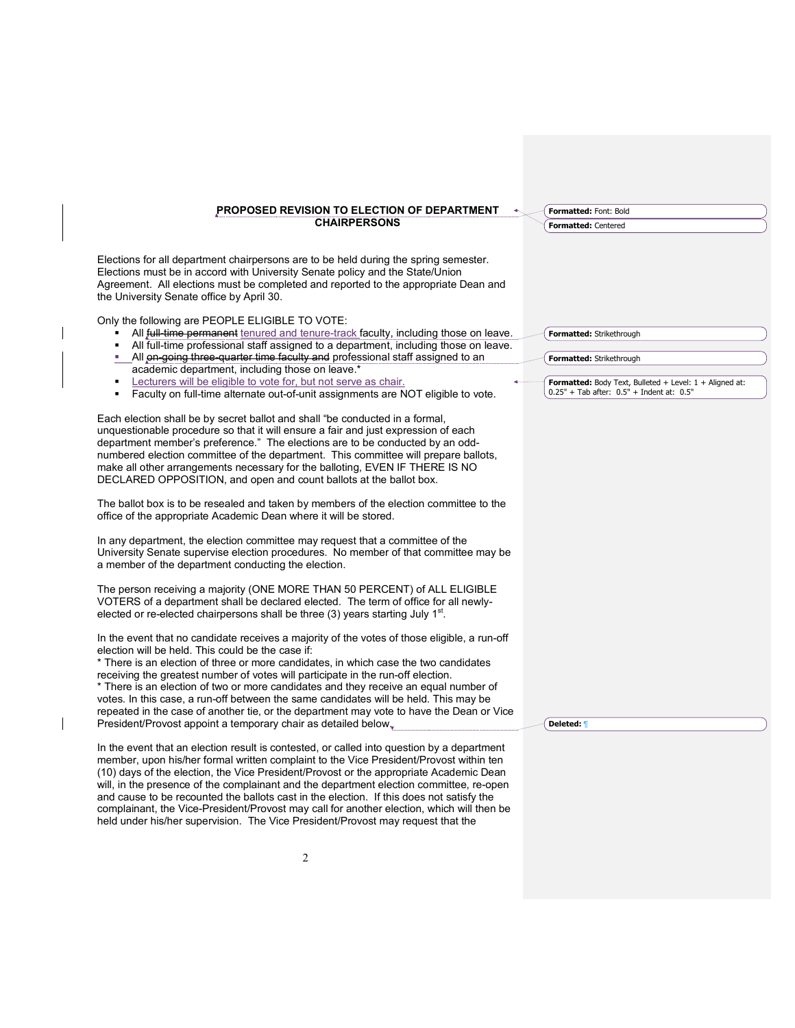## PROPOSED REVISION TO ELECTION OF DEPARTMENT CHAIRPERSONS

Elections for all department chairpersons are to be held during the spring semester. Elections must be in accord with University Senate policy and the State/Union Agreement. All elections must be completed and reported to the appropriate Dean and the University Senate office by April 30.

Only the following are PEOPLE ELIGIBLE TO VOTE:

- All ~~full-time permanent~~ tenured and tenure-track faculty, including those on leave.
- All full-time professional staff assigned to a department, including those on leave.
- All ~~on-going three-quarter time faculty and~~ professional staff assigned to an academic department, including those on leave.*
- Lecturers will be eligible to vote for, but not serve as chair.
- Faculty on full-time alternate out-of-unit assignments are NOT eligible to vote.

Each election shall be by secret ballot and shall "be conducted in a formal, unquestionable procedure so that it will ensure a fair and just expression of each department member's preference." The elections are to be conducted by an odd-numbered election committee of the department. This committee will prepare ballots, make all other arrangements necessary for the balloting, EVEN IF THERE IS NO DECLARED OPPOSITION, and open and count ballots at the ballot box.

The ballot box is to be resealed and taken by members of the election committee to the office of the appropriate Academic Dean where it will be stored.

In any department, the election committee may request that a committee of the University Senate supervise election procedures. No member of that committee may be a member of the department conducting the election.

The person receiving a majority (ONE MORE THAN 50 PERCENT) of ALL ELIGIBLE VOTERS of a department shall be declared elected. The term of office for all newly-elected or re-elected chairpersons shall be three (3) years starting July 1st.

In the event that no candidate receives a majority of the votes of those eligible, a run-off election will be held. This could be the case if:
* There is an election of three or more candidates, in which case the two candidates receiving the greatest number of votes will participate in the run-off election.
* There is an election of two or more candidates and they receive an equal number of votes. In this case, a run-off between the same candidates will be held. This may be repeated in the case of another tie, or the department may vote to have the Dean or Vice President/Provost appoint a temporary chair as detailed below.

In the event that an election result is contested, or called into question by a department member, upon his/her formal written complaint to the Vice President/Provost within ten (10) days of the election, the Vice President/Provost or the appropriate Academic Dean will, in the presence of the complainant and the department election committee, re-open and cause to be recounted the ballots cast in the election. If this does not satisfy the complainant, the Vice-President/Provost may call for another election, which will then be held under his/her supervision. The Vice President/Provost may request that the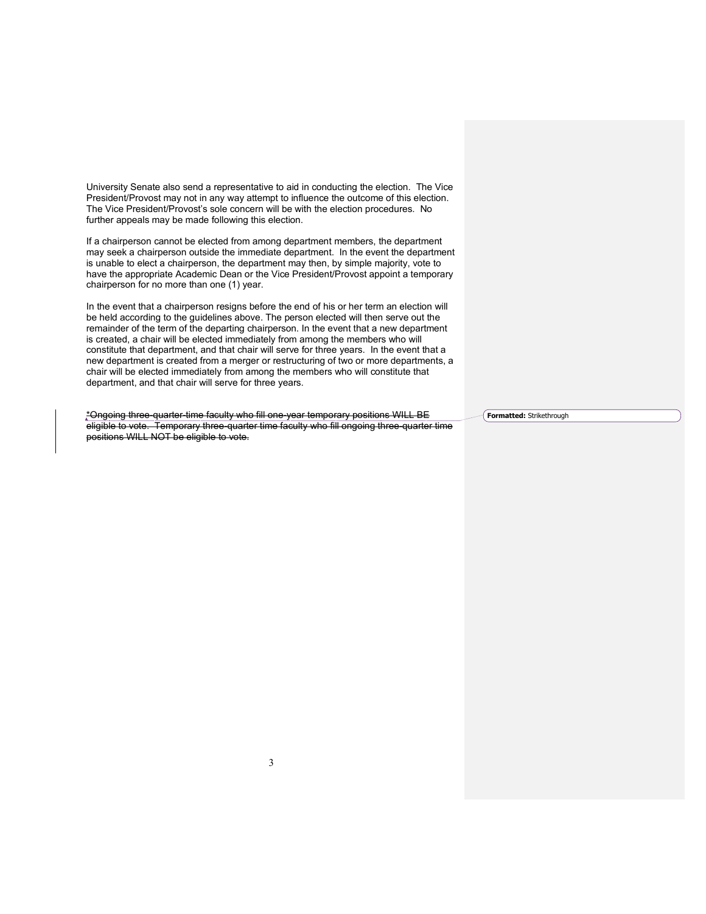University Senate also send a representative to aid in conducting the election. The Vice President/Provost may not in any way attempt to influence the outcome of this election. The Vice President/Provost's sole concern will be with the election procedures. No further appeals may be made following this election.

If a chairperson cannot be elected from among department members, the department may seek a chairperson outside the immediate department. In the event the department is unable to elect a chairperson, the department may then, by simple majority, vote to have the appropriate Academic Dean or the Vice President/Provost appoint a temporary chairperson for no more than one (1) year.

In the event that a chairperson resigns before the end of his or her term an election will be held according to the guidelines above. The person elected will then serve out the remainder of the term of the departing chairperson. In the event that a new department is created, a chair will be elected immediately from among the members who will constitute that department, and that chair will serve for three years. In the event that a new department is created from a merger or restructuring of two or more departments, a chair will be elected immediately from among the members who will constitute that department, and that chair will serve for three years.

~~*Ongoing three-quarter-time faculty who fill one-year temporary positions WILL BE eligible to vote. Temporary three-quarter time faculty who fill ongoing three-quarter time positions WILL NOT be eligible to vote.~~

**Formatted:** Strikethrough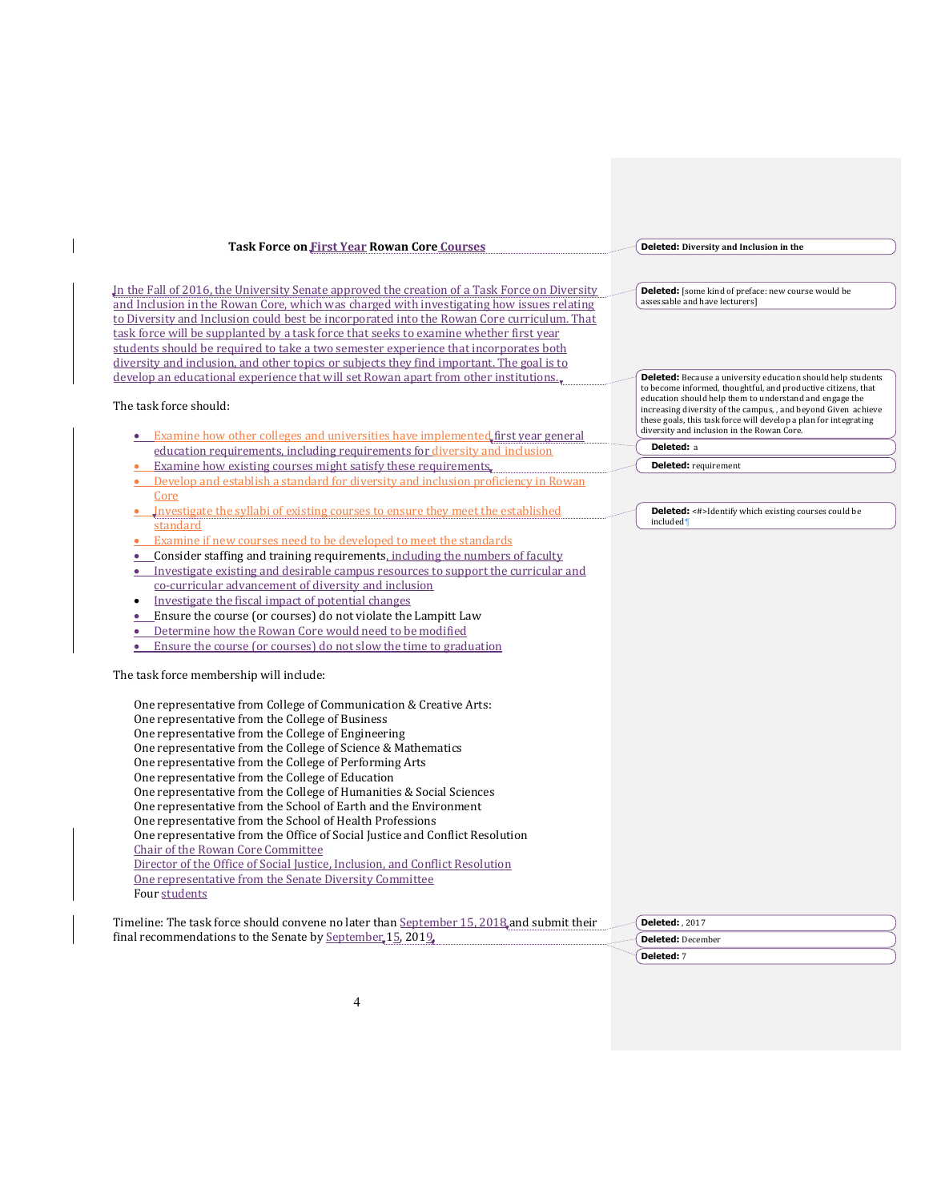**Task Force on First Year Rowan Core Courses**

In the Fall of 2016, the University Senate approved the creation of a Task Force on Diversity and Inclusion in the Rowan Core, which was charged with investigating how issues relating to Diversity and Inclusion could best be incorporated into the Rowan Core curriculum. That task force will be supplanted by a task force that seeks to examine whether first year students should be required to take a two semester experience that incorporates both diversity and inclusion, and other topics or subjects they find important. The goal is to develop an educational experience that will set Rowan apart from other institutions.

The task force should:

- Examine how other colleges and universities have implemented first year general education requirements, including requirements for diversity and inclusion
- Examine how existing courses might satisfy these requirements
- Develop and establish a standard for diversity and inclusion proficiency in Rowan Core
- Investigate the syllabi of existing courses to ensure they meet the established standard
- Examine if new courses need to be developed to meet the standards
- Consider staffing and training requirements, including the numbers of faculty
- Investigate existing and desirable campus resources to support the curricular and co-curricular advancement of diversity and inclusion
- Investigate the fiscal impact of potential changes
- Ensure the course (or courses) do not violate the Lampitt Law
- Determine how the Rowan Core would need to be modified
- Ensure the course (or courses) do not slow the time to graduation

The task force membership will include:

One representative from College of Communication & Creative Arts:
One representative from the College of Business
One representative from the College of Engineering
One representative from the College of Science & Mathematics
One representative from the College of Performing Arts
One representative from the College of Education
One representative from the College of Humanities & Social Sciences
One representative from the School of Earth and the Environment
One representative from the School of Health Professions
One representative from the Office of Social Justice and Conflict Resolution
Chair of the Rowan Core Committee
Director of the Office of Social Justice, Inclusion, and Conflict Resolution
One representative from the Senate Diversity Committee
Four students

Timeline: The task force should convene no later than September 15, 2018 and submit their final recommendations to the Senate by September 15, 2019.

Deleted: Diversity and Inclusion in the

Deleted: [some kind of preface: new course would be assessable and have lecturers]

Deleted: Because a university education should help students to become informed, thoughtful, and productive citizens, that education should help them to understand and engage the increasing diversity of the campus, , and beyond Given achieve these goals, this task force will develop a plan for integrating diversity and inclusion in the Rowan Core.

Deleted: a

Deleted: requirement

Deleted: Identify which existing courses could be included

Deleted: , 2017

Deleted: December

Deleted: 7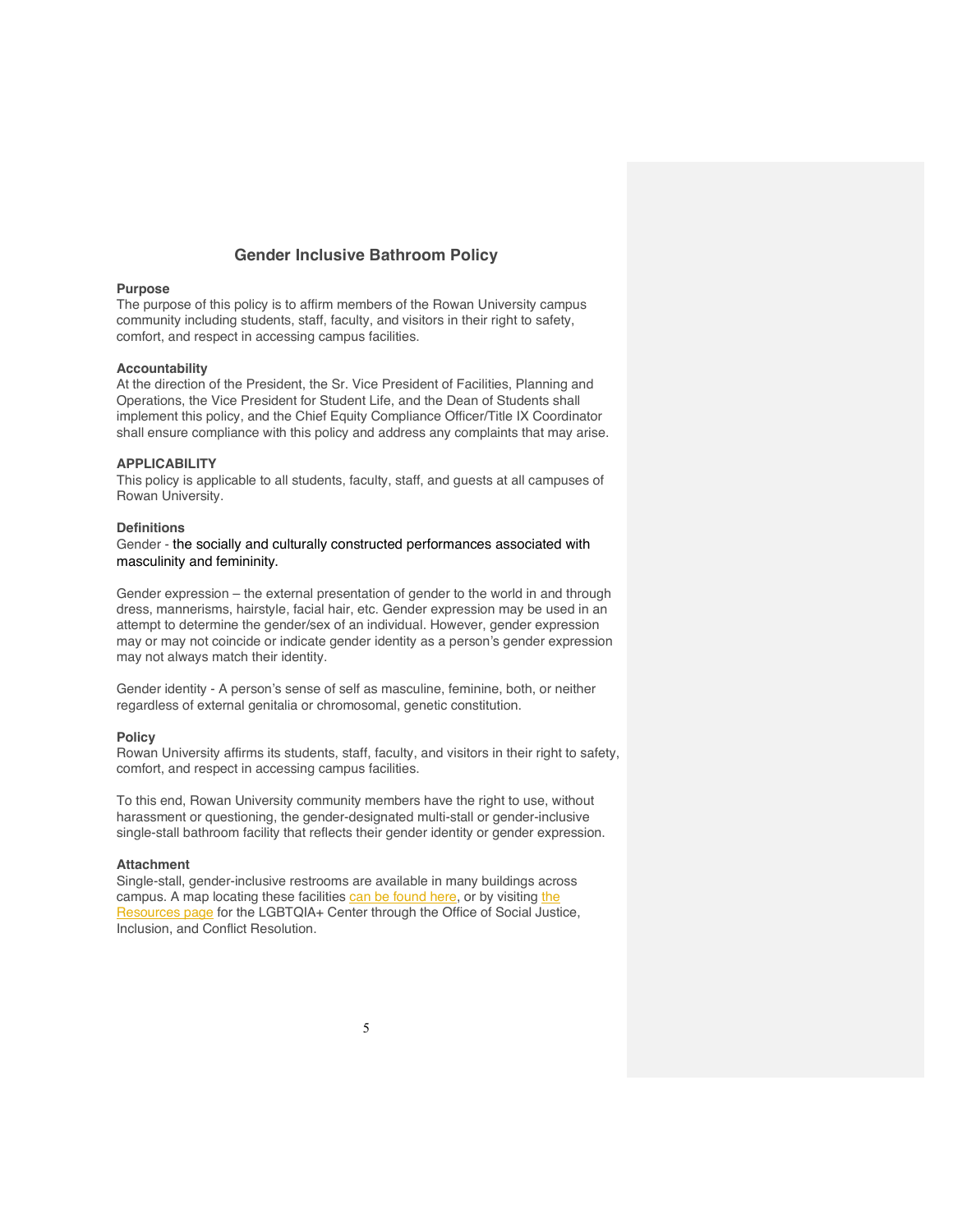# Gender Inclusive Bathroom Policy

**Purpose**

The purpose of this policy is to affirm members of the Rowan University campus community including students, staff, faculty, and visitors in their right to safety, comfort, and respect in accessing campus facilities.

**Accountability**

At the direction of the President, the Sr. Vice President of Facilities, Planning and Operations, the Vice President for Student Life, and the Dean of Students shall implement this policy, and the Chief Equity Compliance Officer/Title IX Coordinator shall ensure compliance with this policy and address any complaints that may arise.

**APPLICABILITY**

This policy is applicable to all students, faculty, staff, and guests at all campuses of Rowan University.

**Definitions**

Gender - the socially and culturally constructed performances associated with masculinity and femininity.

Gender expression – the external presentation of gender to the world in and through dress, mannerisms, hairstyle, facial hair, etc. Gender expression may be used in an attempt to determine the gender/sex of an individual. However, gender expression may or may not coincide or indicate gender identity as a person's gender expression may not always match their identity.

Gender identity - A person's sense of self as masculine, feminine, both, or neither regardless of external genitalia or chromosomal, genetic constitution.

**Policy**

Rowan University affirms its students, staff, faculty, and visitors in their right to safety, comfort, and respect in accessing campus facilities.

To this end, Rowan University community members have the right to use, without harassment or questioning, the gender-designated multi-stall or gender-inclusive single-stall bathroom facility that reflects their gender identity or gender expression.

**Attachment**

Single-stall, gender-inclusive restrooms are available in many buildings across campus. A map locating these facilities can be found here, or by visiting the Resources page for the LGBTQIA+ Center through the Office of Social Justice, Inclusion, and Conflict Resolution.